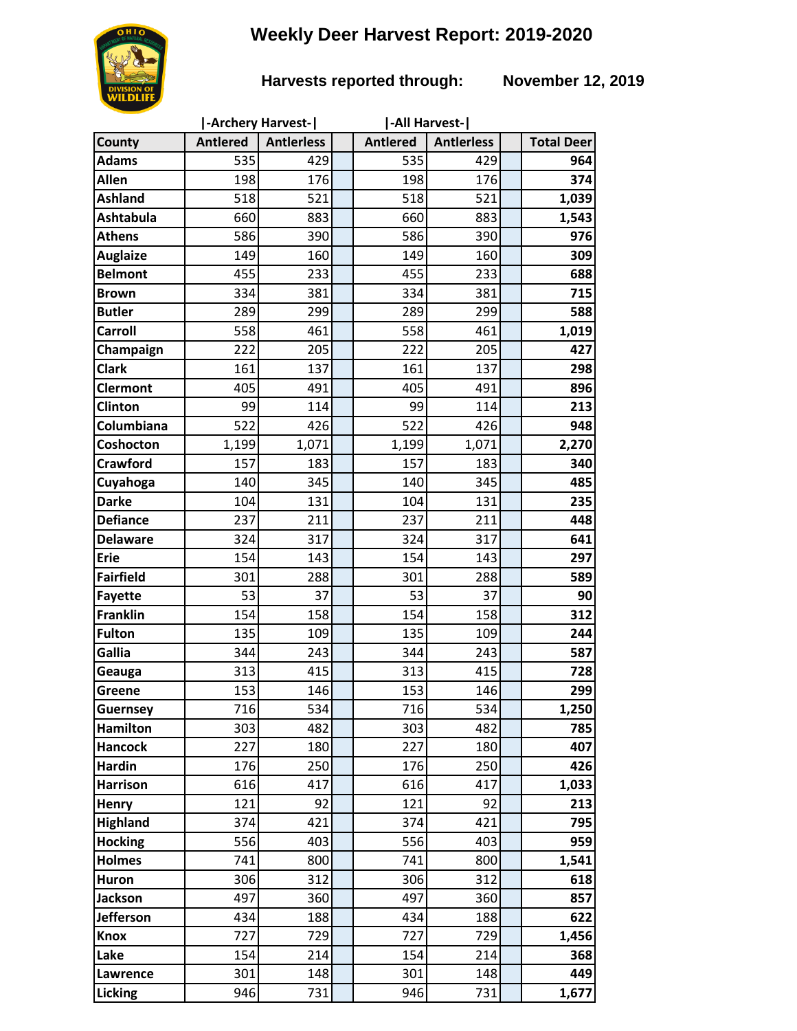# Weekly Deer Harvest Report: 2019-2020

**Harvests reported through: November 12, 2019**

| County | \|-Archery Harvest-\| | | | \|-All Harvest-\| | | | |
|---|---|---|---|---|---|---|---|
| | Antlered | Antlerless | | Antlered | Antlerless | | Total Deer |
| Adams | 535 | 429 | | 535 | 429 | | **964** |
| Allen | 198 | 176 | | 198 | 176 | | **374** |
| Ashland | 518 | 521 | | 518 | 521 | | **1,039** |
| Ashtabula | 660 | 883 | | 660 | 883 | | **1,543** |
| Athens | 586 | 390 | | 586 | 390 | | **976** |
| Auglaize | 149 | 160 | | 149 | 160 | | **309** |
| Belmont | 455 | 233 | | 455 | 233 | | **688** |
| Brown | 334 | 381 | | 334 | 381 | | **715** |
| Butler | 289 | 299 | | 289 | 299 | | **588** |
| Carroll | 558 | 461 | | 558 | 461 | | **1,019** |
| Champaign | 222 | 205 | | 222 | 205 | | **427** |
| Clark | 161 | 137 | | 161 | 137 | | **298** |
| Clermont | 405 | 491 | | 405 | 491 | | **896** |
| Clinton | 99 | 114 | | 99 | 114 | | **213** |
| Columbiana | 522 | 426 | | 522 | 426 | | **948** |
| Coshocton | 1,199 | 1,071 | | 1,199 | 1,071 | | **2,270** |
| Crawford | 157 | 183 | | 157 | 183 | | **340** |
| Cuyahoga | 140 | 345 | | 140 | 345 | | **485** |
| Darke | 104 | 131 | | 104 | 131 | | **235** |
| Defiance | 237 | 211 | | 237 | 211 | | **448** |
| Delaware | 324 | 317 | | 324 | 317 | | **641** |
| Erie | 154 | 143 | | 154 | 143 | | **297** |
| Fairfield | 301 | 288 | | 301 | 288 | | **589** |
| Fayette | 53 | 37 | | 53 | 37 | | **90** |
| Franklin | 154 | 158 | | 154 | 158 | | **312** |
| Fulton | 135 | 109 | | 135 | 109 | | **244** |
| Gallia | 344 | 243 | | 344 | 243 | | **587** |
| Geauga | 313 | 415 | | 313 | 415 | | **728** |
| Greene | 153 | 146 | | 153 | 146 | | **299** |
| Guernsey | 716 | 534 | | 716 | 534 | | **1,250** |
| Hamilton | 303 | 482 | | 303 | 482 | | **785** |
| Hancock | 227 | 180 | | 227 | 180 | | **407** |
| Hardin | 176 | 250 | | 176 | 250 | | **426** |
| Harrison | 616 | 417 | | 616 | 417 | | **1,033** |
| Henry | 121 | 92 | | 121 | 92 | | **213** |
| Highland | 374 | 421 | | 374 | 421 | | **795** |
| Hocking | 556 | 403 | | 556 | 403 | | **959** |
| Holmes | 741 | 800 | | 741 | 800 | | **1,541** |
| Huron | 306 | 312 | | 306 | 312 | | **618** |
| Jackson | 497 | 360 | | 497 | 360 | | **857** |
| Jefferson | 434 | 188 | | 434 | 188 | | **622** |
| Knox | 727 | 729 | | 727 | 729 | | **1,456** |
| Lake | 154 | 214 | | 154 | 214 | | **368** |
| Lawrence | 301 | 148 | | 301 | 148 | | **449** |
| Licking | 946 | 731 | | 946 | 731 | | **1,677** |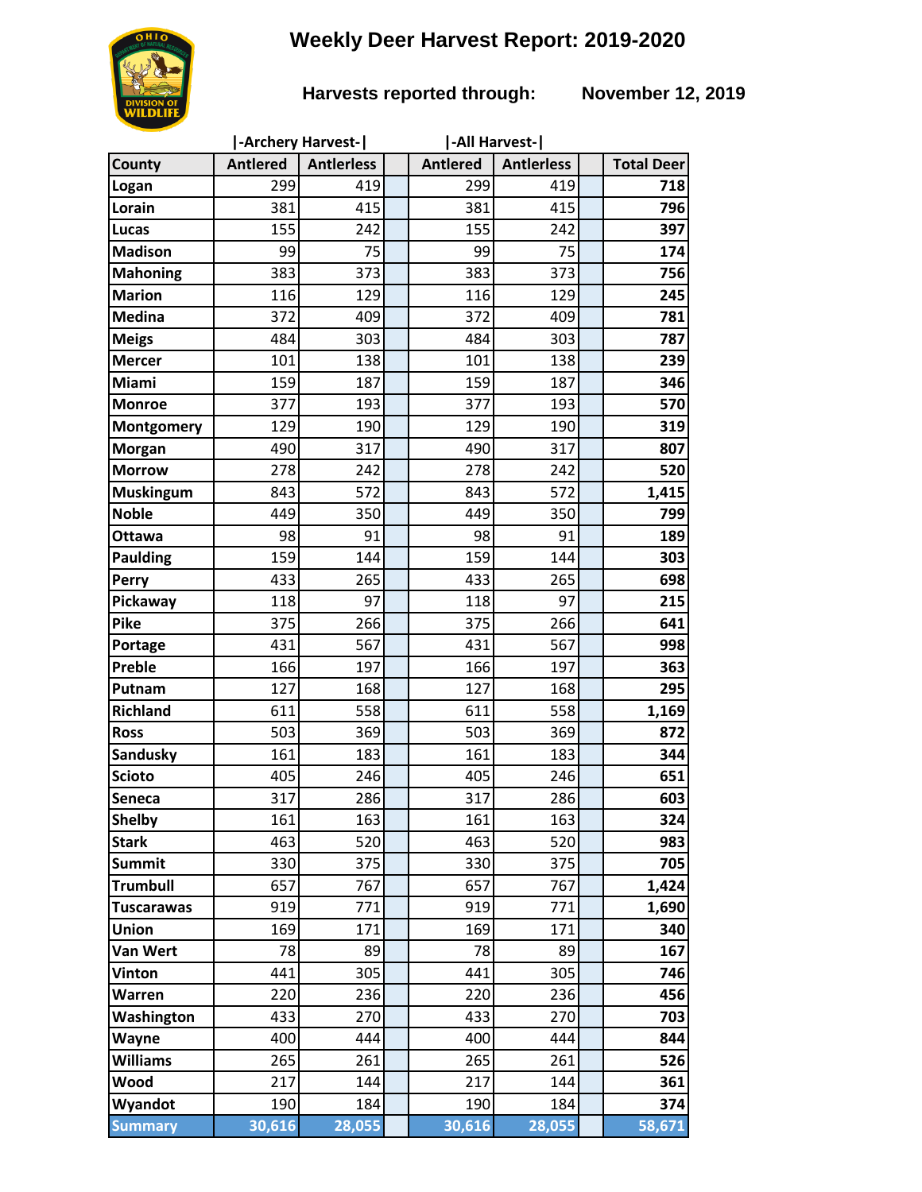# Weekly Deer Harvest Report: 2019-2020

**Harvests reported through: November 12, 2019**

| | \|-Archery Harvest-\| | | | \|-All Harvest-\| | | | |
|---|---|---|---|---|---|---|---|
| **County** | **Antlered** | **Antlerless** | | **Antlered** | **Antlerless** | | **Total Deer** |
| Logan | 299 | 419 | | 299 | 419 | | **718** |
| Lorain | 381 | 415 | | 381 | 415 | | **796** |
| Lucas | 155 | 242 | | 155 | 242 | | **397** |
| Madison | 99 | 75 | | 99 | 75 | | **174** |
| Mahoning | 383 | 373 | | 383 | 373 | | **756** |
| Marion | 116 | 129 | | 116 | 129 | | **245** |
| Medina | 372 | 409 | | 372 | 409 | | **781** |
| Meigs | 484 | 303 | | 484 | 303 | | **787** |
| Mercer | 101 | 138 | | 101 | 138 | | **239** |
| Miami | 159 | 187 | | 159 | 187 | | **346** |
| Monroe | 377 | 193 | | 377 | 193 | | **570** |
| Montgomery | 129 | 190 | | 129 | 190 | | **319** |
| Morgan | 490 | 317 | | 490 | 317 | | **807** |
| Morrow | 278 | 242 | | 278 | 242 | | **520** |
| Muskingum | 843 | 572 | | 843 | 572 | | **1,415** |
| Noble | 449 | 350 | | 449 | 350 | | **799** |
| Ottawa | 98 | 91 | | 98 | 91 | | **189** |
| Paulding | 159 | 144 | | 159 | 144 | | **303** |
| Perry | 433 | 265 | | 433 | 265 | | **698** |
| Pickaway | 118 | 97 | | 118 | 97 | | **215** |
| Pike | 375 | 266 | | 375 | 266 | | **641** |
| Portage | 431 | 567 | | 431 | 567 | | **998** |
| Preble | 166 | 197 | | 166 | 197 | | **363** |
| Putnam | 127 | 168 | | 127 | 168 | | **295** |
| Richland | 611 | 558 | | 611 | 558 | | **1,169** |
| Ross | 503 | 369 | | 503 | 369 | | **872** |
| Sandusky | 161 | 183 | | 161 | 183 | | **344** |
| Scioto | 405 | 246 | | 405 | 246 | | **651** |
| Seneca | 317 | 286 | | 317 | 286 | | **603** |
| Shelby | 161 | 163 | | 161 | 163 | | **324** |
| Stark | 463 | 520 | | 463 | 520 | | **983** |
| Summit | 330 | 375 | | 330 | 375 | | **705** |
| Trumbull | 657 | 767 | | 657 | 767 | | **1,424** |
| Tuscarawas | 919 | 771 | | 919 | 771 | | **1,690** |
| Union | 169 | 171 | | 169 | 171 | | **340** |
| Van Wert | 78 | 89 | | 78 | 89 | | **167** |
| Vinton | 441 | 305 | | 441 | 305 | | **746** |
| Warren | 220 | 236 | | 220 | 236 | | **456** |
| Washington | 433 | 270 | | 433 | 270 | | **703** |
| Wayne | 400 | 444 | | 400 | 444 | | **844** |
| Williams | 265 | 261 | | 265 | 261 | | **526** |
| Wood | 217 | 144 | | 217 | 144 | | **361** |
| Wyandot | 190 | 184 | | 190 | 184 | | **374** |
| **Summary** | **30,616** | **28,055** | | **30,616** | **28,055** | | **58,671** |